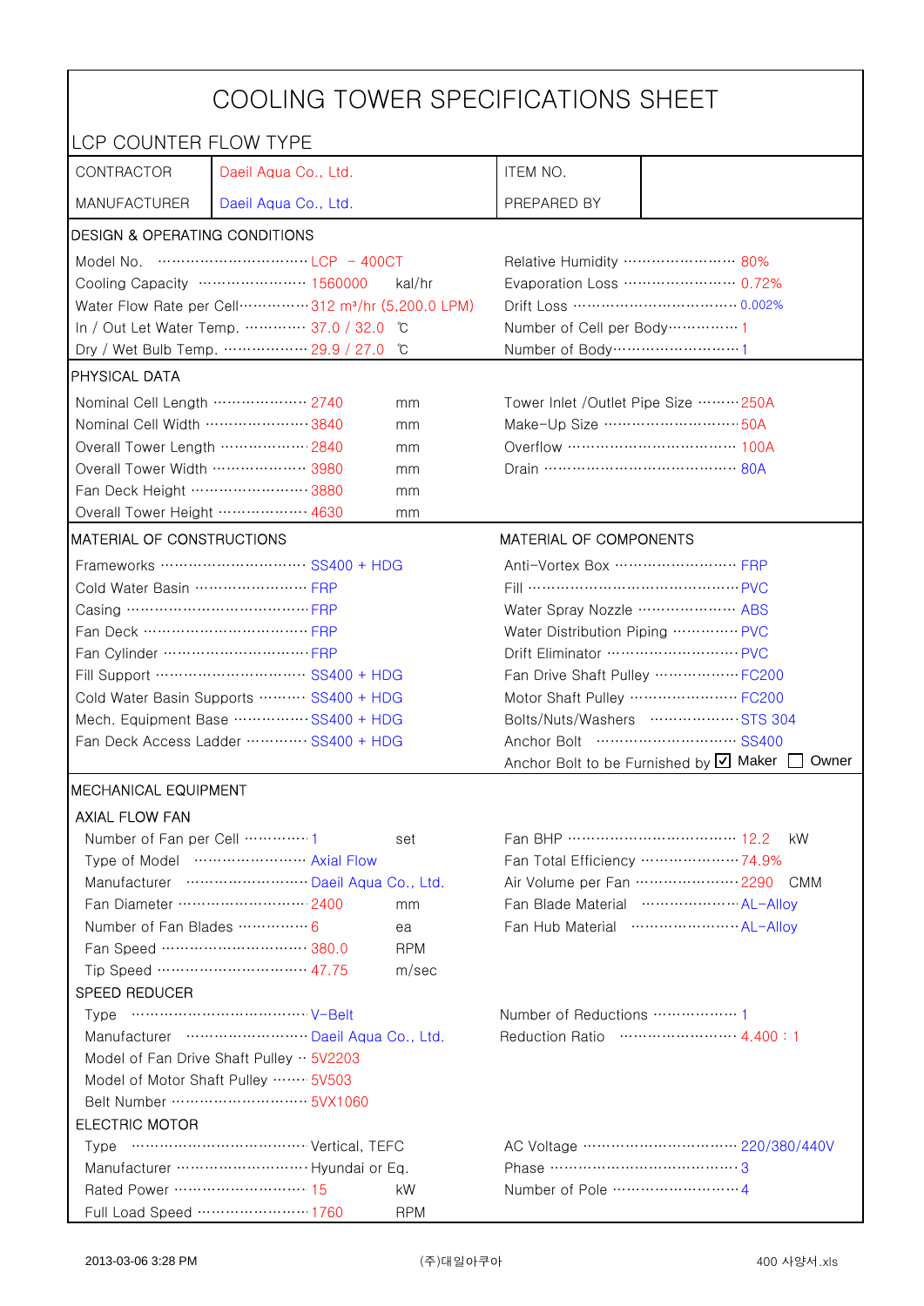# COOLING TOWER SPECIFICATIONS SHEET

## LCP COUNTER FLOW TYPE

| | | | |
|---|---|---|---|
| CONTRACTOR | Daeil Aqua Co., Ltd. | ITEM NO. | |
| MANUFACTURER | Daeil Aqua Co., Ltd. | PREPARED BY | |

## DESIGN & OPERATING CONDITIONS

| | | | |
|---|---|---|---|
| Model No. | LCP – 400CT | Relative Humidity | 80% |
| Cooling Capacity | 1560000 kal/hr | Evaporation Loss | 0.72% |
| Water Flow Rate per Cell | 312 m³/hr (5,200.0 LPM) | Drift Loss | 0.002% |
| In / Out Let Water Temp. | 37.0 / 32.0 ℃ | Number of Cell per Body | 1 |
| Dry / Wet Bulb Temp. | 29.9 / 27.0 ℃ | Number of Body | 1 |

## PHYSICAL DATA

| | | | |
|---|---|---|---|
| Nominal Cell Length | 2740 mm | Tower Inlet /Outlet Pipe Size | 250A |
| Nominal Cell Width | 3840 mm | Make-Up Size | 50A |
| Overall Tower Length | 2840 mm | Overflow | 100A |
| Overall Tower Width | 3980 mm | Drain | 80A |
| Fan Deck Height | 3880 mm | | |
| Overall Tower Height | 4630 mm | | |

## MATERIAL OF CONSTRUCTIONS / MATERIAL OF COMPONENTS

| MATERIAL OF CONSTRUCTIONS | | MATERIAL OF COMPONENTS | |
|---|---|---|---|
| Frameworks | SS400 + HDG | Anti-Vortex Box | FRP |
| Cold Water Basin | FRP | Fill | PVC |
| Casing | FRP | Water Spray Nozzle | ABS |
| Fan Deck | FRP | Water Distribution Piping | PVC |
| Fan Cylinder | FRP | Drift Eliminator | PVC |
| Fill Support | SS400 + HDG | Fan Drive Shaft Pulley | FC200 |
| Cold Water Basin Supports | SS400 + HDG | Motor Shaft Pulley | FC200 |
| Mech. Equipment Base | SS400 + HDG | Bolts/Nuts/Washers | STS 304 |
| Fan Deck Access Ladder | SS400 + HDG | Anchor Bolt | SS400 |
| | | Anchor Bolt to be Furnished by | ☑ Maker ☐ Owner |

## MECHANICAL EQUIPMENT

### AXIAL FLOW FAN

| | | | |
|---|---|---|---|
| Number of Fan per Cell | 1 set | Fan BHP | 12.2 kW |
| Type of Model | Axial Flow | Fan Total Efficiency | 74.9% |
| Manufacturer | Daeil Aqua Co., Ltd. | Air Volume per Fan | 2290 CMM |
| Fan Diameter | 2400 mm | Fan Blade Material | AL-Alloy |
| Number of Fan Blades | 6 ea | Fan Hub Material | AL-Alloy |
| Fan Speed | 380.0 RPM | | |
| Tip Speed | 47.75 m/sec | | |

### SPEED REDUCER

| | | | |
|---|---|---|---|
| Type | V-Belt | Number of Reductions | 1 |
| Manufacturer | Daeil Aqua Co., Ltd. | Reduction Ratio | 4.400 : 1 |
| Model of Fan Drive Shaft Pulley | 5V2203 | | |
| Model of Motor Shaft Pulley | 5V503 | | |
| Belt Number | 5VX1060 | | |

### ELECTRIC MOTOR

| | | | |
|---|---|---|---|
| Type | Vertical, TEFC | AC Voltage | 220/380/440V |
| Manufacturer | Hyundai or Eq. | Phase | 3 |
| Rated Power | 15 kW | Number of Pole | 4 |
| Full Load Speed | 1760 RPM | | |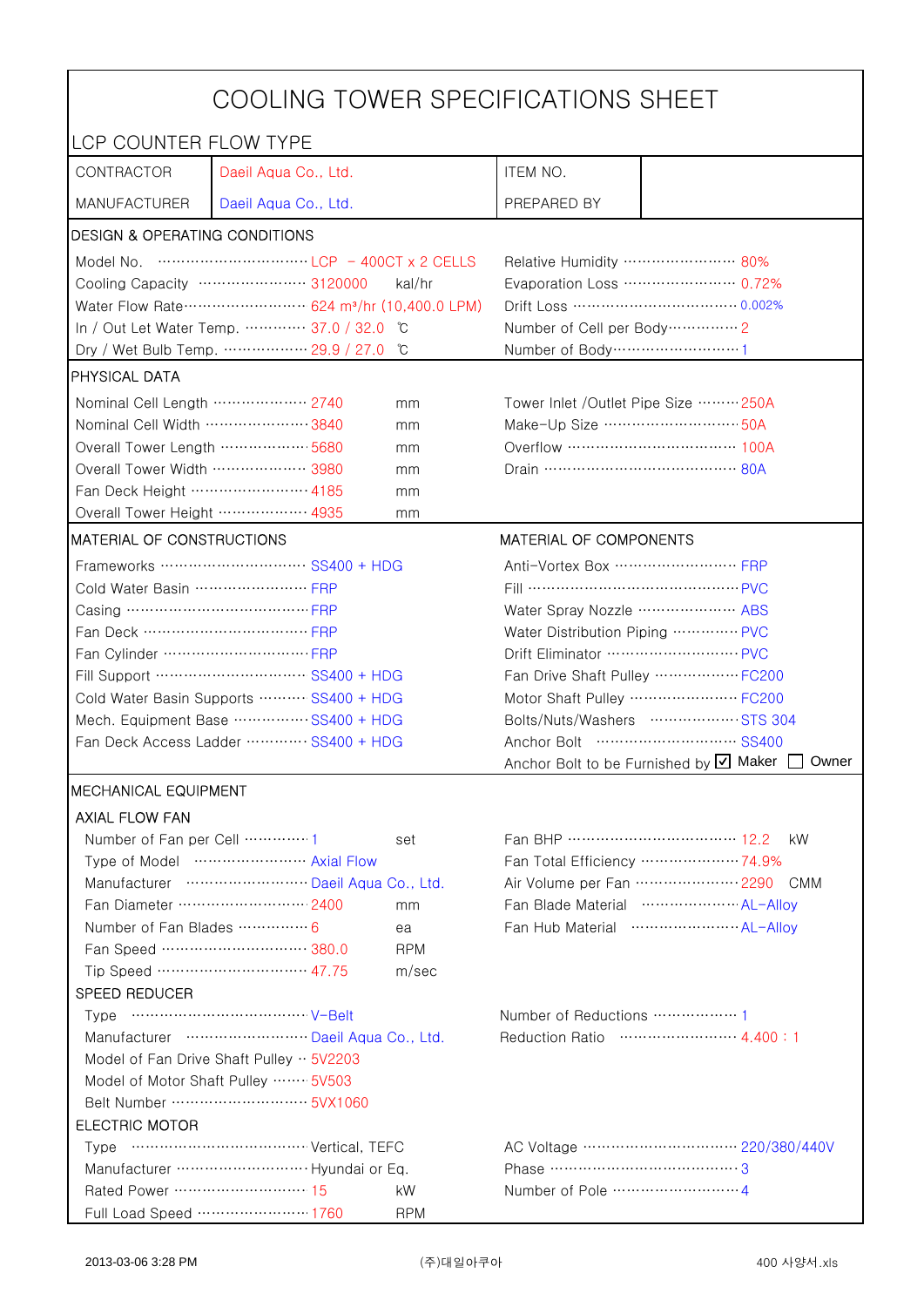# COOLING TOWER SPECIFICATIONS SHEET

## LCP COUNTER FLOW TYPE

| | | | |
|---|---|---|---|
| CONTRACTOR | Daeil Aqua Co., Ltd. | ITEM NO. | |
| MANUFACTURER | Daeil Aqua Co., Ltd. | PREPARED BY | |

### DESIGN & OPERATING CONDITIONS

| | | | |
|---|---|---|---|
| Model No. | LCP – 400CT x 2 CELLS | Relative Humidity | 80% |
| Cooling Capacity | 3120000 kal/hr | Evaporation Loss | 0.72% |
| Water Flow Rate | 624 m³/hr (10,400.0 LPM) | Drift Loss | 0.002% |
| In / Out Let Water Temp. | 37.0 / 32.0 ℃ | Number of Cell per Body | 2 |
| Dry / Wet Bulb Temp. | 29.9 / 27.0 ℃ | Number of Body | 1 |

### PHYSICAL DATA

| | | | |
|---|---|---|---|
| Nominal Cell Length | 2740 mm | Tower Inlet /Outlet Pipe Size | 250A |
| Nominal Cell Width | 3840 mm | Make-Up Size | 50A |
| Overall Tower Length | 5680 mm | Overflow | 100A |
| Overall Tower Width | 3980 mm | Drain | 80A |
| Fan Deck Height | 4185 mm | | |
| Overall Tower Height | 4935 mm | | |

### MATERIAL OF CONSTRUCTIONS / MATERIAL OF COMPONENTS

| MATERIAL OF CONSTRUCTIONS | | MATERIAL OF COMPONENTS | |
|---|---|---|---|
| Frameworks | SS400 + HDG | Anti-Vortex Box | FRP |
| Cold Water Basin | FRP | Fill | PVC |
| Casing | FRP | Water Spray Nozzle | ABS |
| Fan Deck | FRP | Water Distribution Piping | PVC |
| Fan Cylinder | FRP | Drift Eliminator | PVC |
| Fill Support | SS400 + HDG | Fan Drive Shaft Pulley | FC200 |
| Cold Water Basin Supports | SS400 + HDG | Motor Shaft Pulley | FC200 |
| Mech. Equipment Base | SS400 + HDG | Bolts/Nuts/Washers | STS 304 |
| Fan Deck Access Ladder | SS400 + HDG | Anchor Bolt | SS400 |
| | | Anchor Bolt to be Furnished by | ☑ Maker ☐ Owner |

### MECHANICAL EQUIPMENT

#### AXIAL FLOW FAN

| | | | |
|---|---|---|---|
| Number of Fan per Cell | 1 set | Fan BHP | 12.2 kW |
| Type of Model | Axial Flow | Fan Total Efficiency | 74.9% |
| Manufacturer | Daeil Aqua Co., Ltd. | Air Volume per Fan | 2290 CMM |
| Fan Diameter | 2400 mm | Fan Blade Material | AL-Alloy |
| Number of Fan Blades | 6 ea | Fan Hub Material | AL-Alloy |
| Fan Speed | 380.0 RPM | | |
| Tip Speed | 47.75 m/sec | | |

#### SPEED REDUCER

| | | | |
|---|---|---|---|
| Type | V-Belt | Number of Reductions | 1 |
| Manufacturer | Daeil Aqua Co., Ltd. | Reduction Ratio | 4.400 : 1 |
| Model of Fan Drive Shaft Pulley | 5V2203 | | |
| Model of Motor Shaft Pulley | 5V503 | | |
| Belt Number | 5VX1060 | | |

#### ELECTRIC MOTOR

| | | | |
|---|---|---|---|
| Type | Vertical, TEFC | AC Voltage | 220/380/440V |
| Manufacturer | Hyundai or Eq. | Phase | 3 |
| Rated Power | 15 kW | Number of Pole | 4 |
| Full Load Speed | 1760 RPM | | |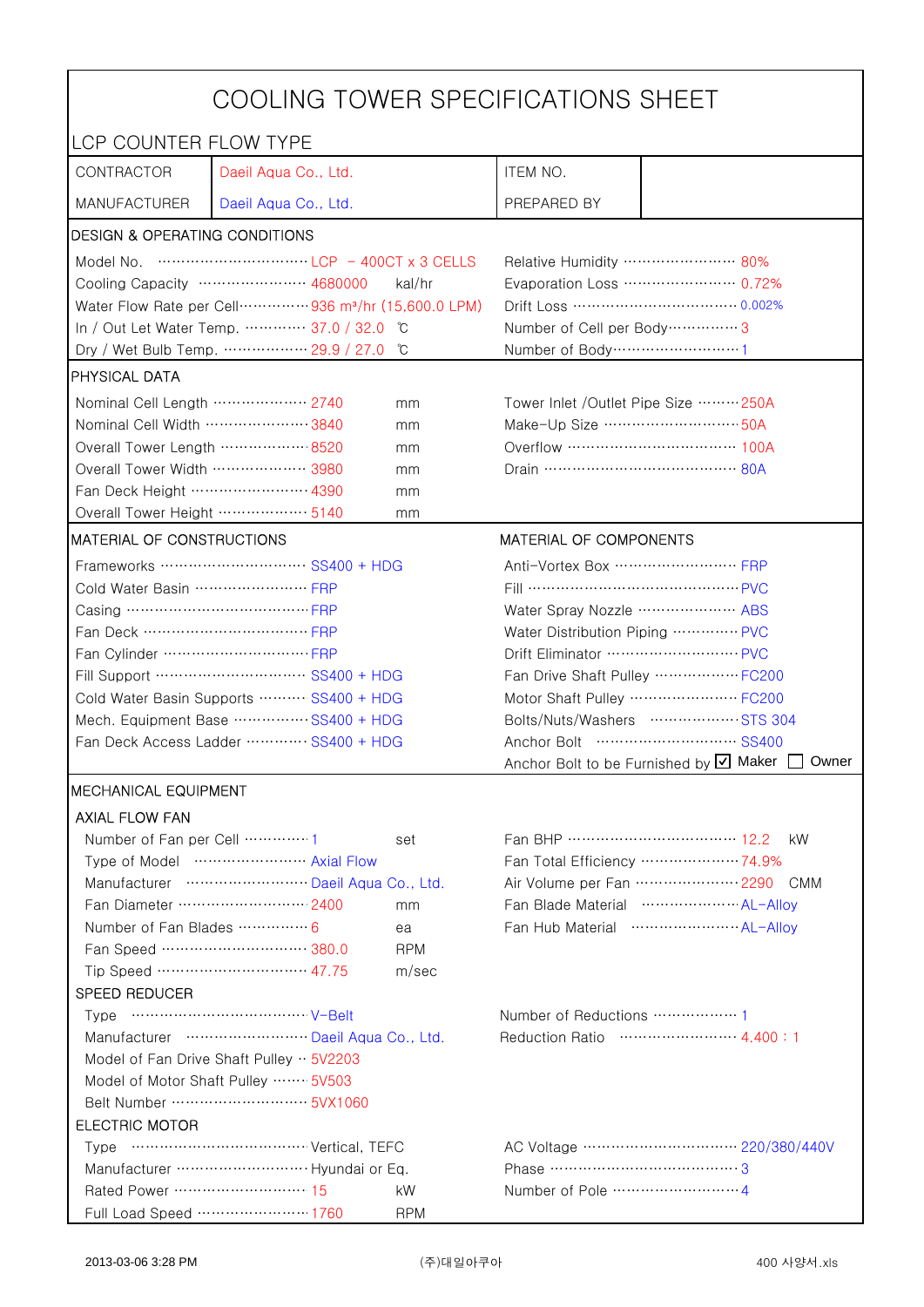# COOLING TOWER SPECIFICATIONS SHEET

## LCP COUNTER FLOW TYPE

| | | | |
|---|---|---|---|
| CONTRACTOR | Daeil Aqua Co., Ltd. | ITEM NO. | |
| MANUFACTURER | Daeil Aqua Co., Ltd. | PREPARED BY | |

### DESIGN & OPERATING CONDITIONS

| | | | |
|---|---|---|---|
| Model No. | LCP - 400CT x 3 CELLS | Relative Humidity | 80% |
| Cooling Capacity | 4680000 kal/hr | Evaporation Loss | 0.72% |
| Water Flow Rate per Cell | 936 m³/hr (15,600.0 LPM) | Drift Loss | 0.002% |
| In / Out Let Water Temp. | 37.0 / 32.0 ℃ | Number of Cell per Body | 3 |
| Dry / Wet Bulb Temp. | 29.9 / 27.0 ℃ | Number of Body | 1 |

### PHYSICAL DATA

| | | | |
|---|---|---|---|
| Nominal Cell Length | 2740 mm | Tower Inlet /Outlet Pipe Size | 250A |
| Nominal Cell Width | 3840 mm | Make-Up Size | 50A |
| Overall Tower Length | 8520 mm | Overflow | 100A |
| Overall Tower Width | 3980 mm | Drain | 80A |
| Fan Deck Height | 4390 mm | | |
| Overall Tower Height | 5140 mm | | |

### MATERIAL OF CONSTRUCTIONS / MATERIAL OF COMPONENTS

| MATERIAL OF CONSTRUCTIONS | | MATERIAL OF COMPONENTS | |
|---|---|---|---|
| Frameworks | SS400 + HDG | Anti-Vortex Box | FRP |
| Cold Water Basin | FRP | Fill | PVC |
| Casing | FRP | Water Spray Nozzle | ABS |
| Fan Deck | FRP | Water Distribution Piping | PVC |
| Fan Cylinder | FRP | Drift Eliminator | PVC |
| Fill Support | SS400 + HDG | Fan Drive Shaft Pulley | FC200 |
| Cold Water Basin Supports | SS400 + HDG | Motor Shaft Pulley | FC200 |
| Mech. Equipment Base | SS400 + HDG | Bolts/Nuts/Washers | STS 304 |
| Fan Deck Access Ladder | SS400 + HDG | Anchor Bolt | SS400 |
| | | Anchor Bolt to be Furnished by | ☑ Maker ☐ Owner |

### MECHANICAL EQUIPMENT

#### AXIAL FLOW FAN

| | | | |
|---|---|---|---|
| Number of Fan per Cell | 1 set | Fan BHP | 12.2 kW |
| Type of Model | Axial Flow | Fan Total Efficiency | 74.9% |
| Manufacturer | Daeil Aqua Co., Ltd. | Air Volume per Fan | 2290 CMM |
| Fan Diameter | 2400 mm | Fan Blade Material | AL-Alloy |
| Number of Fan Blades | 6 ea | Fan Hub Material | AL-Alloy |
| Fan Speed | 380.0 RPM | | |
| Tip Speed | 47.75 m/sec | | |

#### SPEED REDUCER

| | | | |
|---|---|---|---|
| Type | V-Belt | Number of Reductions | 1 |
| Manufacturer | Daeil Aqua Co., Ltd. | Reduction Ratio | 4.400 : 1 |
| Model of Fan Drive Shaft Pulley | 5V2203 | | |
| Model of Motor Shaft Pulley | 5V503 | | |
| Belt Number | 5VX1060 | | |

#### ELECTRIC MOTOR

| | | | |
|---|---|---|---|
| Type | Vertical, TEFC | AC Voltage | 220/380/440V |
| Manufacturer | Hyundai or Eq. | Phase | 3 |
| Rated Power | 15 kW | Number of Pole | 4 |
| Full Load Speed | 1760 RPM | | |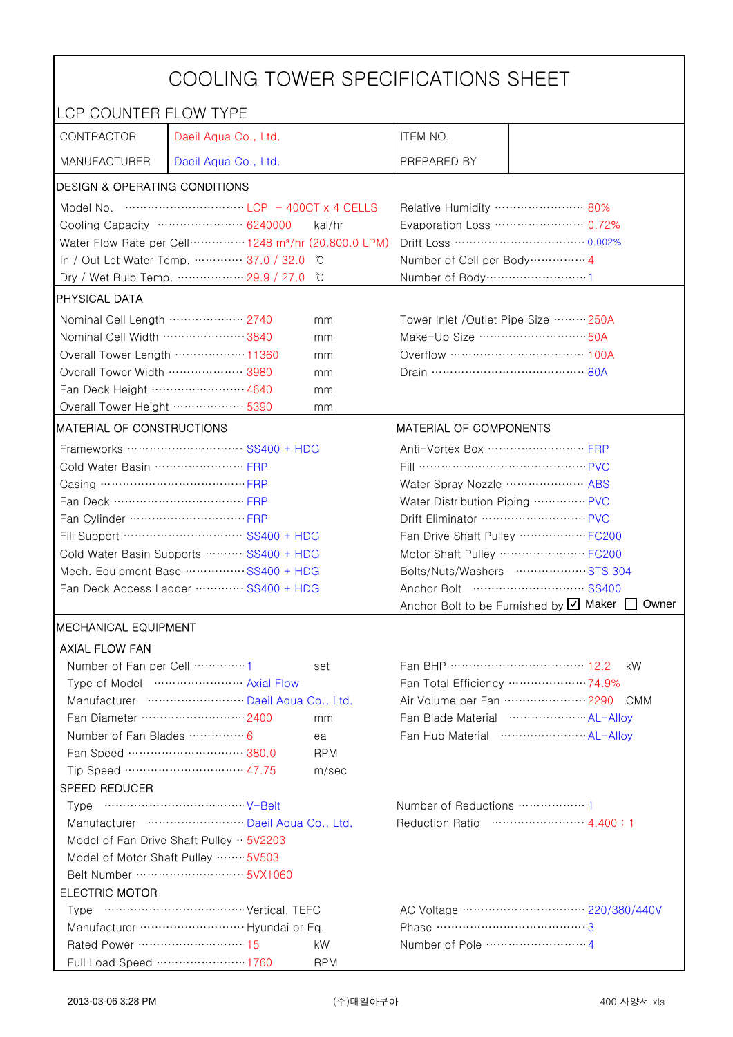# COOLING TOWER SPECIFICATIONS SHEET

## LCP COUNTER FLOW TYPE

| CONTRACTOR | Daeil Aqua Co., Ltd. | ITEM NO. | |
|---|---|---|---|
| MANUFACTURER | Daeil Aqua Co., Ltd. | PREPARED BY | |

### DESIGN & OPERATING CONDITIONS

| | | | | |
|---|---|---|---|---|
| Model No. | LCP - 400CT x 4 CELLS | | Relative Humidity | 80% |
| Cooling Capacity | 6240000 | kal/hr | Evaporation Loss | 0.72% |
| Water Flow Rate per Cell | 1248 m³/hr (20,800.0 LPM) | | Drift Loss | 0.002% |
| In / Out Let Water Temp. | 37.0 / 32.0 | ℃ | Number of Cell per Body | 4 |
| Dry / Wet Bulb Temp. | 29.9 / 27.0 | ℃ | Number of Body | 1 |

### PHYSICAL DATA

| | | | | |
|---|---|---|---|---|
| Nominal Cell Length | 2740 | mm | Tower Inlet /Outlet Pipe Size | 250A |
| Nominal Cell Width | 3840 | mm | Make-Up Size | 50A |
| Overall Tower Length | 11360 | mm | Overflow | 100A |
| Overall Tower Width | 3980 | mm | Drain | 80A |
| Fan Deck Height | 4640 | mm | | |
| Overall Tower Height | 5390 | mm | | |

### MATERIAL OF CONSTRUCTIONS / MATERIAL OF COMPONENTS

| MATERIAL OF CONSTRUCTIONS | | MATERIAL OF COMPONENTS | |
|---|---|---|---|
| Frameworks | SS400 + HDG | Anti-Vortex Box | FRP |
| Cold Water Basin | FRP | Fill | PVC |
| Casing | FRP | Water Spray Nozzle | ABS |
| Fan Deck | FRP | Water Distribution Piping | PVC |
| Fan Cylinder | FRP | Drift Eliminator | PVC |
| Fill Support | SS400 + HDG | Fan Drive Shaft Pulley | FC200 |
| Cold Water Basin Supports | SS400 + HDG | Motor Shaft Pulley | FC200 |
| Mech. Equipment Base | SS400 + HDG | Bolts/Nuts/Washers | STS 304 |
| Fan Deck Access Ladder | SS400 + HDG | Anchor Bolt | SS400 |
| | | Anchor Bolt to be Furnished by | ☑ Maker ☐ Owner |

### MECHANICAL EQUIPMENT

#### AXIAL FLOW FAN

| | | | | | |
|---|---|---|---|---|---|
| Number of Fan per Cell | 1 | set | Fan BHP | 12.2 | kW |
| Type of Model | Axial Flow | | Fan Total Efficiency | 74.9% | |
| Manufacturer | Daeil Aqua Co., Ltd. | | Air Volume per Fan | 2290 | CMM |
| Fan Diameter | 2400 | mm | Fan Blade Material | AL-Alloy | |
| Number of Fan Blades | 6 | ea | Fan Hub Material | AL-Alloy | |
| Fan Speed | 380.0 | RPM | | | |
| Tip Speed | 47.75 | m/sec | | | |

#### SPEED REDUCER

| | | | |
|---|---|---|---|
| Type | V-Belt | Number of Reductions | 1 |
| Manufacturer | Daeil Aqua Co., Ltd. | Reduction Ratio | 4.400 : 1 |
| Model of Fan Drive Shaft Pulley | 5V2203 | | |
| Model of Motor Shaft Pulley | 5V503 | | |
| Belt Number | 5VX1060 | | |

#### ELECTRIC MOTOR

| | | | | |
|---|---|---|---|---|
| Type | Vertical, TEFC | | AC Voltage | 220/380/440V |
| Manufacturer | Hyundai or Eq. | | Phase | 3 |
| Rated Power | 15 | kW | Number of Pole | 4 |
| Full Load Speed | 1760 | RPM | | |

2013-03-06 3:28 PM (주)대일아쿠아 400 사양서.xls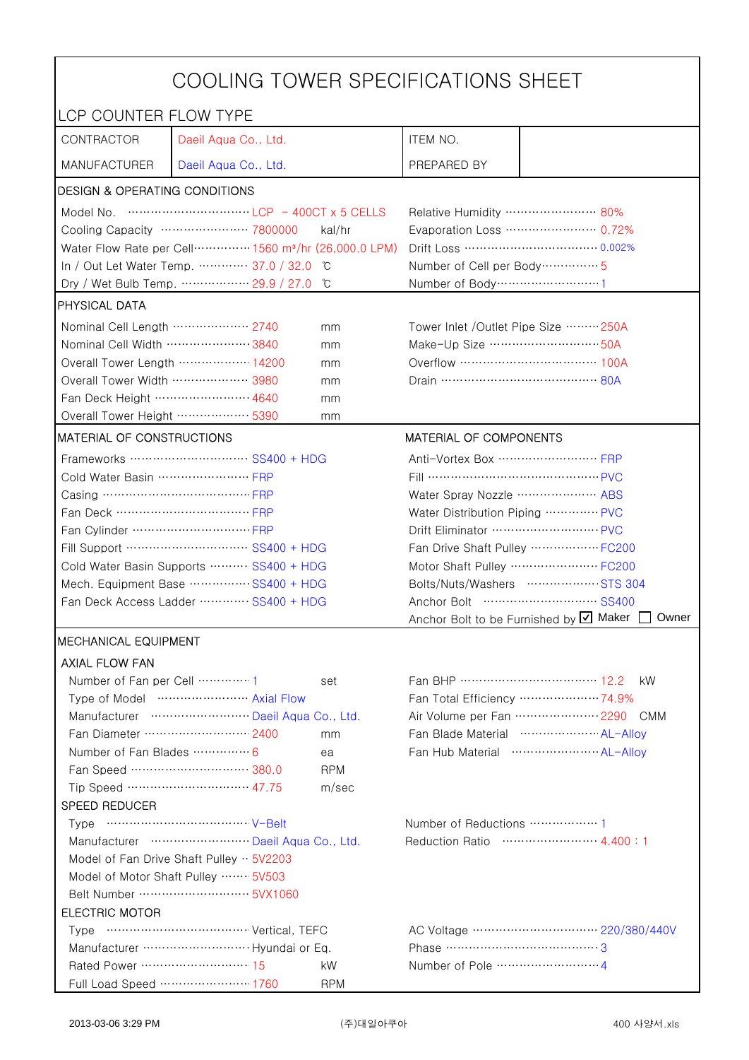# COOLING TOWER SPECIFICATIONS SHEET

LCP COUNTER FLOW TYPE

| | | | |
|---|---|---|---|
| CONTRACTOR | Daeil Aqua Co., Ltd. | ITEM NO. | |
| MANUFACTURER | Daeil Aqua Co., Ltd. | PREPARED BY | |

## DESIGN & OPERATING CONDITIONS

| | | | |
|---|---|---|---|
| Model No. | LCP - 400CT x 5 CELLS | Relative Humidity | 80% |
| Cooling Capacity | 7800000 kal/hr | Evaporation Loss | 0.72% |
| Water Flow Rate per Cell | 1560 m³/hr (26,000.0 LPM) | Drift Loss | 0.002% |
| In / Out Let Water Temp. | 37.0 / 32.0 ℃ | Number of Cell per Body | 5 |
| Dry / Wet Bulb Temp. | 29.9 / 27.0 ℃ | Number of Body | 1 |

## PHYSICAL DATA

| | | | |
|---|---|---|---|
| Nominal Cell Length | 2740 mm | Tower Inlet /Outlet Pipe Size | 250A |
| Nominal Cell Width | 3840 mm | Make-Up Size | 50A |
| Overall Tower Length | 14200 mm | Overflow | 100A |
| Overall Tower Width | 3980 mm | Drain | 80A |
| Fan Deck Height | 4640 mm | | |
| Overall Tower Height | 5390 mm | | |

## MATERIAL OF CONSTRUCTIONS / MATERIAL OF COMPONENTS

| MATERIAL OF CONSTRUCTIONS | | MATERIAL OF COMPONENTS | |
|---|---|---|---|
| Frameworks | SS400 + HDG | Anti-Vortex Box | FRP |
| Cold Water Basin | FRP | Fill | PVC |
| Casing | FRP | Water Spray Nozzle | ABS |
| Fan Deck | FRP | Water Distribution Piping | PVC |
| Fan Cylinder | FRP | Drift Eliminator | PVC |
| Fill Support | SS400 + HDG | Fan Drive Shaft Pulley | FC200 |
| Cold Water Basin Supports | SS400 + HDG | Motor Shaft Pulley | FC200 |
| Mech. Equipment Base | SS400 + HDG | Bolts/Nuts/Washers | STS 304 |
| Fan Deck Access Ladder | SS400 + HDG | Anchor Bolt | SS400 |
| | | Anchor Bolt to be Furnished by | ☑ Maker ☐ Owner |

## MECHANICAL EQUIPMENT

### AXIAL FLOW FAN

| | | | |
|---|---|---|---|
| Number of Fan per Cell | 1 set | Fan BHP | 12.2 kW |
| Type of Model | Axial Flow | Fan Total Efficiency | 74.9% |
| Manufacturer | Daeil Aqua Co., Ltd. | Air Volume per Fan | 2290 CMM |
| Fan Diameter | 2400 mm | Fan Blade Material | AL-Alloy |
| Number of Fan Blades | 6 ea | Fan Hub Material | AL-Alloy |
| Fan Speed | 380.0 RPM | | |
| Tip Speed | 47.75 m/sec | | |

### SPEED REDUCER

| | | | |
|---|---|---|---|
| Type | V-Belt | Number of Reductions | 1 |
| Manufacturer | Daeil Aqua Co., Ltd. | Reduction Ratio | 4.400 : 1 |
| Model of Fan Drive Shaft Pulley | 5V2203 | | |
| Model of Motor Shaft Pulley | 5V503 | | |
| Belt Number | 5VX1060 | | |

### ELECTRIC MOTOR

| | | | |
|---|---|---|---|
| Type | Vertical, TEFC | AC Voltage | 220/380/440V |
| Manufacturer | Hyundai or Eq. | Phase | 3 |
| Rated Power | 15 kW | Number of Pole | 4 |
| Full Load Speed | 1760 RPM | | |

2013-03-06 3:29 PM (주)대일아쿠아 400 사양서.xls